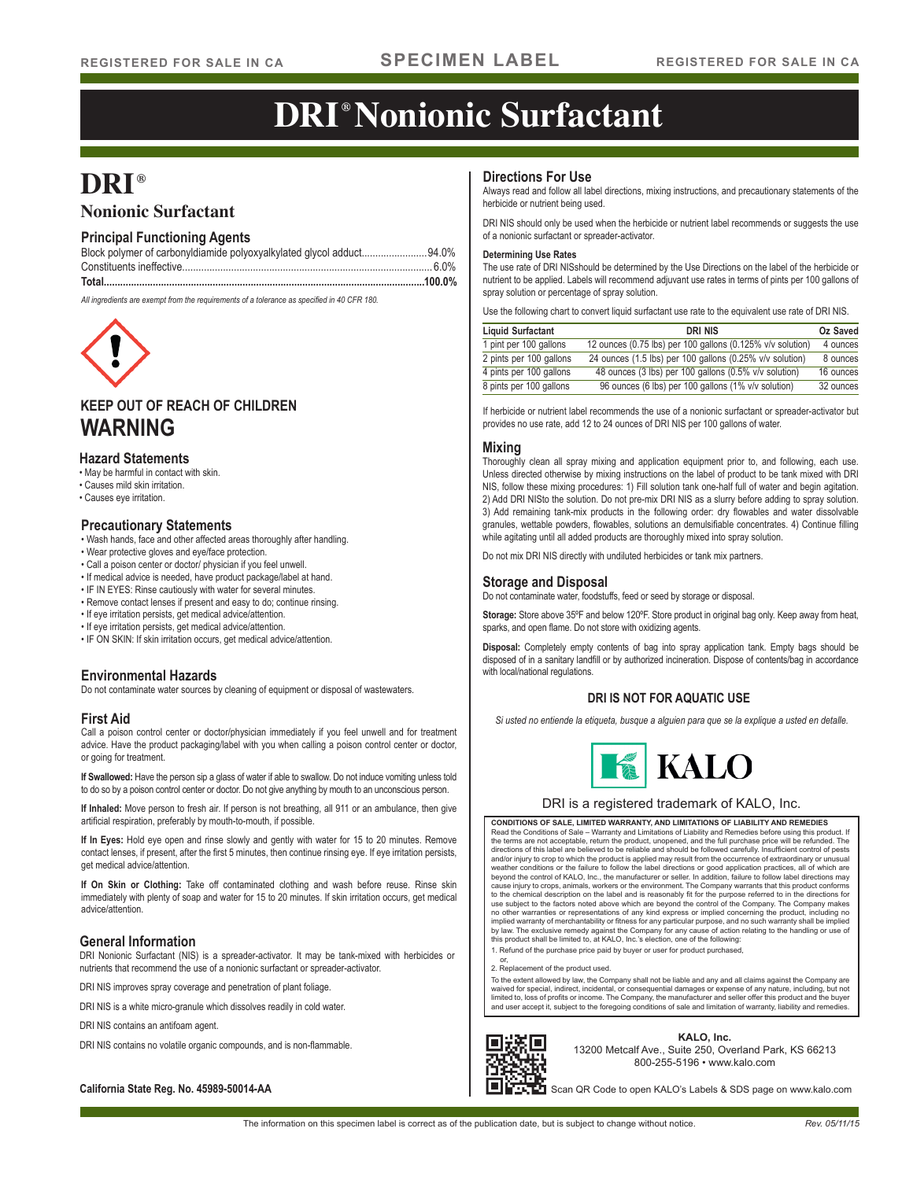REGISTERED FOR SALE IN CA — SPECIMEN LABEL — REGISTERED FOR SALE IN CA

# DRI® Nonionic Surfactant

## DRI®

### Nonionic Surfactant

### Principal Functioning Agents

Block polymer of carbonyldiamide polyoxyalkylated glycol adduct........................94.0%
Constituents ineffective..........................................................................................6.0%
**Total.....................................................................................................................100.0%**

*All ingredients are exempt from the requirements of a tolerance as specified in 40 CFR 180.*

### KEEP OUT OF REACH OF CHILDREN

## WARNING

### Hazard Statements

- May be harmful in contact with skin.
- Causes mild skin irritation.
- Causes eye irritation.

### Precautionary Statements

- Wash hands, face and other affected areas thoroughly after handling.
- Wear protective gloves and eye/face protection.
- Call a poison center or doctor/ physician if you feel unwell.
- If medical advice is needed, have product package/label at hand.
- IF IN EYES: Rinse cautiously with water for several minutes.
- Remove contact lenses if present and easy to do; continue rinsing.
- If eye irritation persists, get medical advice/attention.
- If eye irritation persists, get medical advice/attention.
- IF ON SKIN: If skin irritation occurs, get medical advice/attention.

### Environmental Hazards

Do not contaminate water sources by cleaning of equipment or disposal of wastewaters.

### First Aid

Call a poison control center or doctor/physician immediately if you feel unwell and for treatment advice. Have the product packaging/label with you when calling a poison control center or doctor, or going for treatment.

**If Swallowed:** Have the person sip a glass of water if able to swallow. Do not induce vomiting unless told to do so by a poison control center or doctor. Do not give anything by mouth to an unconscious person.

**If Inhaled:** Move person to fresh air. If person is not breathing, all 911 or an ambulance, then give artificial respiration, preferably by mouth-to-mouth, if possible.

**If In Eyes:** Hold eye open and rinse slowly and gently with water for 15 to 20 minutes. Remove contact lenses, if present, after the first 5 minutes, then continue rinsing eye. If eye irritation persists, get medical advice/attention.

**If On Skin or Clothing:** Take off contaminated clothing and wash before reuse. Rinse skin immediately with plenty of soap and water for 15 to 20 minutes. If skin irritation occurs, get medical advice/attention.

### General Information

DRI Nonionic Surfactant (NIS) is a spreader-activator. It may be tank-mixed with herbicides or nutrients that recommend the use of a nonionic surfactant or spreader-activator.

DRI NIS improves spray coverage and penetration of plant foliage.

DRI NIS is a white micro-granule which dissolves readily in cold water.

DRI NIS contains an antifoam agent.

DRI NIS contains no volatile organic compounds, and is non-flammable.

**California State Reg. No. 45989-50014-AA**

### Directions For Use

Always read and follow all label directions, mixing instructions, and precautionary statements of the herbicide or nutrient being used.

DRI NIS should only be used when the herbicide or nutrient label recommends or suggests the use of a nonionic surfactant or spreader-activator.

**Determining Use Rates**

The use rate of DRI NISshould be determined by the Use Directions on the label of the herbicide or nutrient to be applied. Labels will recommend adjuvant use rates in terms of pints per 100 gallons of spray solution or percentage of spray solution.

Use the following chart to convert liquid surfactant use rate to the equivalent use rate of DRI NIS.

| Liquid Surfactant | DRI NIS | Oz Saved |
|---|---|---|
| 1 pint per 100 gallons | 12 ounces (0.75 lbs) per 100 gallons (0.125% v/v solution) | 4 ounces |
| 2 pints per 100 gallons | 24 ounces (1.5 lbs) per 100 gallons (0.25% v/v solution) | 8 ounces |
| 4 pints per 100 gallons | 48 ounces (3 lbs) per 100 gallons (0.5% v/v solution) | 16 ounces |
| 8 pints per 100 gallons | 96 ounces (6 lbs) per 100 gallons (1% v/v solution) | 32 ounces |

If herbicide or nutrient label recommends the use of a nonionic surfactant or spreader-activator but provides no use rate, add 12 to 24 ounces of DRI NIS per 100 gallons of water.

### Mixing

Thoroughly clean all spray mixing and application equipment prior to, and following, each use. Unless directed otherwise by mixing instructions on the label of product to be tank mixed with DRI NIS, follow these mixing procedures: 1) Fill solution tank one-half full of water and begin agitation. 2) Add DRI NISto the solution. Do not pre-mix DRI NIS as a slurry before adding to spray solution. 3) Add remaining tank-mix products in the following order: dry flowables and water dissolvable granules, wettable powders, flowables, solutions an demulsifiable concentrates. 4) Continue filling while agitating until all added products are thoroughly mixed into spray solution.

Do not mix DRI NIS directly with undiluted herbicides or tank mix partners.

### Storage and Disposal

Do not contaminate water, foodstuffs, feed or seed by storage or disposal.

**Storage:** Store above 35ºF and below 120ºF. Store product in original bag only. Keep away from heat, sparks, and open flame. Do not store with oxidizing agents.

**Disposal:** Completely empty contents of bag into spray application tank. Empty bags should be disposed of in a sanitary landfill or by authorized incineration. Dispose of contents/bag in accordance with local/national regulations.

**DRI IS NOT FOR AQUATIC USE**

*Si usted no entiende la etiqueta, busque a alguien para que se la explique a usted en detalle.*

KALO

DRI is a registered trademark of KALO, Inc.

**CONDITIONS OF SALE, LIMITED WARRANTY, AND LIMITATIONS OF LIABILITY AND REMEDIES**

Read the Conditions of Sale – Warranty and Limitations of Liability and Remedies before using this product. If the terms are not acceptable, return the product, unopened, and the full purchase price will be refunded. The directions of this label are believed to be reliable and should be followed carefully. Insufficient control of pests and/or injury to crop to which the product is applied may result from the occurrence of extraordinary or unusual weather conditions or the failure to follow the label directions or good application practices, all of which are beyond the control of KALO, Inc., the manufacturer or seller. In addition, failure to follow label directions may cause injury to crops, animals, workers or the environment. The Company warrants that this product conforms to the chemical description on the label and is reasonably fit for the purpose referred to in the directions for use subject to the factors noted above which are beyond the control of the Company. The Company makes no other warranties or representations of any kind express or implied concerning the product, including no implied warranty of merchantability or fitness for any particular purpose, and no such warranty shall be implied by law. The exclusive remedy against the Company for any cause of action relating to the handling or use of this product shall be limited to, at KALO, Inc.'s election, one of the following:

1. Refund of the purchase price paid by buyer or user for product purchased,

or,

2. Replacement of the product used.

To the extent allowed by law, the Company shall not be liable and any and all claims against the Company are waived for special, indirect, incidental, or consequential damages or expense of any nature, including, but not limited to, loss of profits or income. The Company, the manufacturer and seller offer this product and the buyer and user accept it, subject to the foregoing conditions of sale and limitation of warranty, liability and remedies.

**KALO, Inc.**
13200 Metcalf Ave., Suite 250, Overland Park, KS 66213
800-255-5196 • www.kalo.com

Scan QR Code to open KALO's Labels & SDS page on www.kalo.com

The information on this specimen label is correct as of the publication date, but is subject to change without notice. *Rev. 05/11/15*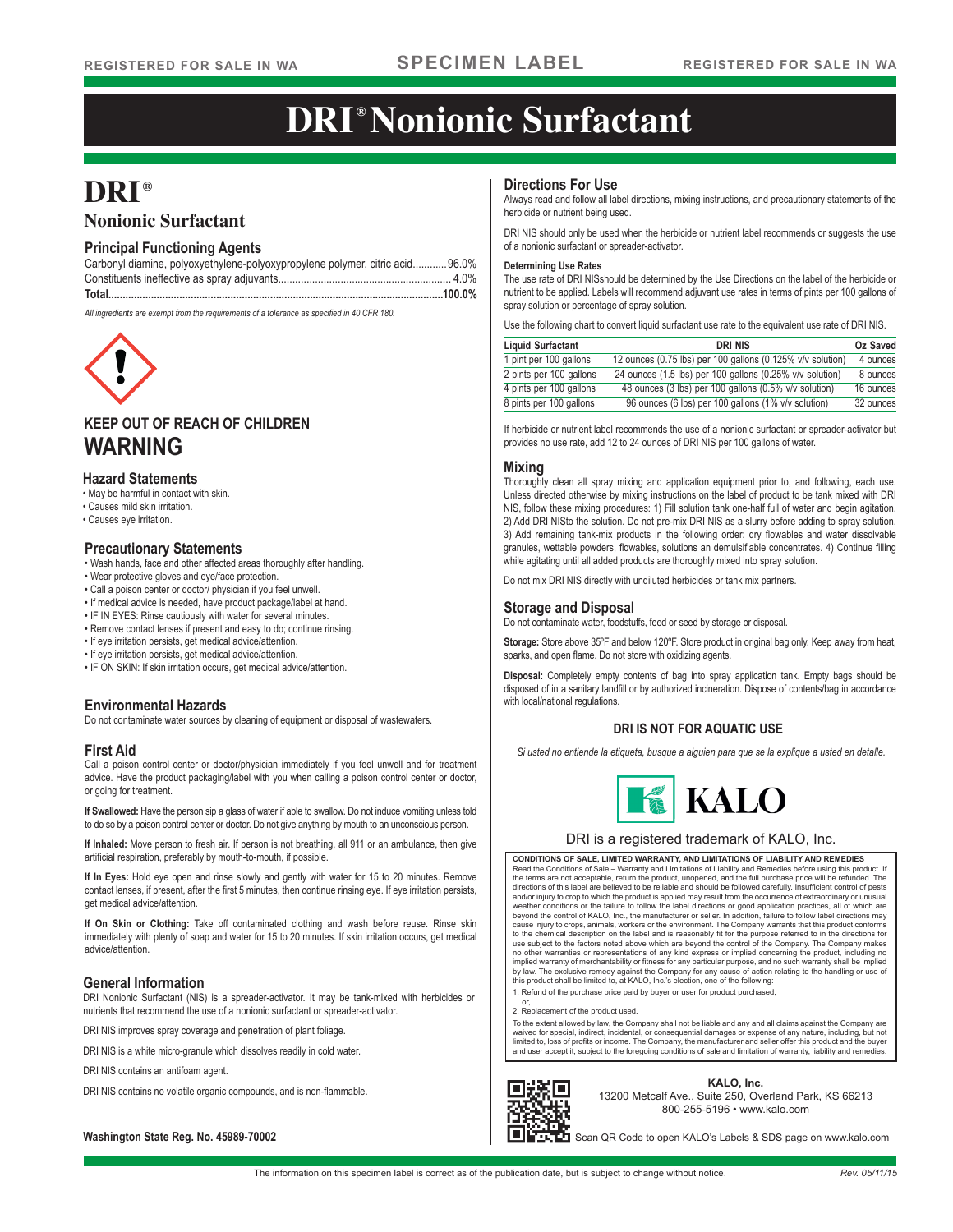REGISTERED FOR SALE IN WA

SPECIMEN LABEL

REGISTERED FOR SALE IN WA

# DRI® Nonionic Surfactant

## DRI®

### Nonionic Surfactant

### Principal Functioning Agents

Carbonyl diamine, polyoxyethylene-polyoxypropylene polymer, citric acid............96.0%
Constituents ineffective as spray adjuvants............................................................ 4.0%
**Total.....................................................................................................................100.0%**

*All ingredients are exempt from the requirements of a tolerance as specified in 40 CFR 180.*

### KEEP OUT OF REACH OF CHILDREN

## WARNING

### Hazard Statements

- May be harmful in contact with skin.
- Causes mild skin irritation.
- Causes eye irritation.

### Precautionary Statements

- Wash hands, face and other affected areas thoroughly after handling.
- Wear protective gloves and eye/face protection.
- Call a poison center or doctor/ physician if you feel unwell.
- If medical advice is needed, have product package/label at hand.
- IF IN EYES: Rinse cautiously with water for several minutes.
- Remove contact lenses if present and easy to do; continue rinsing.
- If eye irritation persists, get medical advice/attention.
- If eye irritation persists, get medical advice/attention.
- IF ON SKIN: If skin irritation occurs, get medical advice/attention.

### Environmental Hazards

Do not contaminate water sources by cleaning of equipment or disposal of wastewaters.

### First Aid

Call a poison control center or doctor/physician immediately if you feel unwell and for treatment advice. Have the product packaging/label with you when calling a poison control center or doctor, or going for treatment.

**If Swallowed:** Have the person sip a glass of water if able to swallow. Do not induce vomiting unless told to do so by a poison control center or doctor. Do not give anything by mouth to an unconscious person.

**If Inhaled:** Move person to fresh air. If person is not breathing, all 911 or an ambulance, then give artificial respiration, preferably by mouth-to-mouth, if possible.

**If In Eyes:** Hold eye open and rinse slowly and gently with water for 15 to 20 minutes. Remove contact lenses, if present, after the first 5 minutes, then continue rinsing eye. If eye irritation persists, get medical advice/attention.

**If On Skin or Clothing:** Take off contaminated clothing and wash before reuse. Rinse skin immediately with plenty of soap and water for 15 to 20 minutes. If skin irritation occurs, get medical advice/attention.

### General Information

DRI Nonionic Surfactant (NIS) is a spreader-activator. It may be tank-mixed with herbicides or nutrients that recommend the use of a nonionic surfactant or spreader-activator.

DRI NIS improves spray coverage and penetration of plant foliage.

DRI NIS is a white micro-granule which dissolves readily in cold water.

DRI NIS contains an antifoam agent.

DRI NIS contains no volatile organic compounds, and is non-flammable.

**Washington State Reg. No. 45989-70002**

### Directions For Use

Always read and follow all label directions, mixing instructions, and precautionary statements of the herbicide or nutrient being used.

DRI NIS should only be used when the herbicide or nutrient label recommends or suggests the use of a nonionic surfactant or spreader-activator.

**Determining Use Rates**

The use rate of DRI NISshould be determined by the Use Directions on the label of the herbicide or nutrient to be applied. Labels will recommend adjuvant use rates in terms of pints per 100 gallons of spray solution or percentage of spray solution.

Use the following chart to convert liquid surfactant use rate to the equivalent use rate of DRI NIS.

| Liquid Surfactant | DRI NIS | Oz Saved |
|---|---|---|
| 1 pint per 100 gallons | 12 ounces (0.75 lbs) per 100 gallons (0.125% v/v solution) | 4 ounces |
| 2 pints per 100 gallons | 24 ounces (1.5 lbs) per 100 gallons (0.25% v/v solution) | 8 ounces |
| 4 pints per 100 gallons | 48 ounces (3 lbs) per 100 gallons (0.5% v/v solution) | 16 ounces |
| 8 pints per 100 gallons | 96 ounces (6 lbs) per 100 gallons (1% v/v solution) | 32 ounces |

If herbicide or nutrient label recommends the use of a nonionic surfactant or spreader-activator but provides no use rate, add 12 to 24 ounces of DRI NIS per 100 gallons of water.

### Mixing

Thoroughly clean all spray mixing and application equipment prior to, and following, each use. Unless directed otherwise by mixing instructions on the label of product to be tank mixed with DRI NIS, follow these mixing procedures: 1) Fill solution tank one-half full of water and begin agitation. 2) Add DRI NISto the solution. Do not pre-mix DRI NIS as a slurry before adding to spray solution. 3) Add remaining tank-mix products in the following order: dry flowables and water dissolvable granules, wettable powders, flowables, solutions an demulsifiable concentrates. 4) Continue filling while agitating until all added products are thoroughly mixed into spray solution.

Do not mix DRI NIS directly with undiluted herbicides or tank mix partners.

### Storage and Disposal

Do not contaminate water, foodstuffs, feed or seed by storage or disposal.

**Storage:** Store above 35ºF and below 120ºF. Store product in original bag only. Keep away from heat, sparks, and open flame. Do not store with oxidizing agents.

**Disposal:** Completely empty contents of bag into spray application tank. Empty bags should be disposed of in a sanitary landfill or by authorized incineration. Dispose of contents/bag in accordance with local/national regulations.

**DRI IS NOT FOR AQUATIC USE**

*Si usted no entiende la etiqueta, busque a alguien para que se la explique a usted en detalle.*

KALO

DRI is a registered trademark of KALO, Inc.

**CONDITIONS OF SALE, LIMITED WARRANTY, AND LIMITATIONS OF LIABILITY AND REMEDIES**

Read the Conditions of Sale – Warranty and Limitations of Liability and Remedies before using this product. If the terms are not acceptable, return the product, unopened, and the full purchase price will be refunded. The directions of this label are believed to be reliable and should be followed carefully. Insufficient control of pests and/or injury to crop to which the product is applied may result from the occurrence of extraordinary or unusual weather conditions or the failure to follow the label directions or good application practices, all of which are beyond the control of KALO, Inc., the manufacturer or seller. In addition, failure to follow label directions may cause injury to crops, animals, workers or the environment. The Company warrants that this product conforms to the chemical description on the label and is reasonably fit for the purpose referred to in the directions for use subject to the factors noted above which are beyond the control of the Company. The Company makes no other warranties or representations of any kind express or implied concerning the product, including no implied warranty of merchantability or fitness for any particular purpose, and no such warranty shall be implied by law. The exclusive remedy against the Company for any cause of action relating to the handling or use of this product shall be limited to, at KALO, Inc.'s election, one of the following:

1. Refund of the purchase price paid by buyer or user for product purchased,

or,

2. Replacement of the product used.

To the extent allowed by law, the Company shall not be liable and any and all claims against the Company are waived for special, indirect, incidental, or consequential damages or expense of any nature, including, but not limited to, loss of profits or income. The Company, the manufacturer and seller offer this product and the buyer and user accept it, subject to the foregoing conditions of sale and limitation of warranty, liability and remedies.

**KALO, Inc.**
13200 Metcalf Ave., Suite 250, Overland Park, KS 66213
800-255-5196 • www.kalo.com

Scan QR Code to open KALO's Labels & SDS page on www.kalo.com

The information on this specimen label is correct as of the publication date, but is subject to change without notice.

*Rev. 05/11/15*